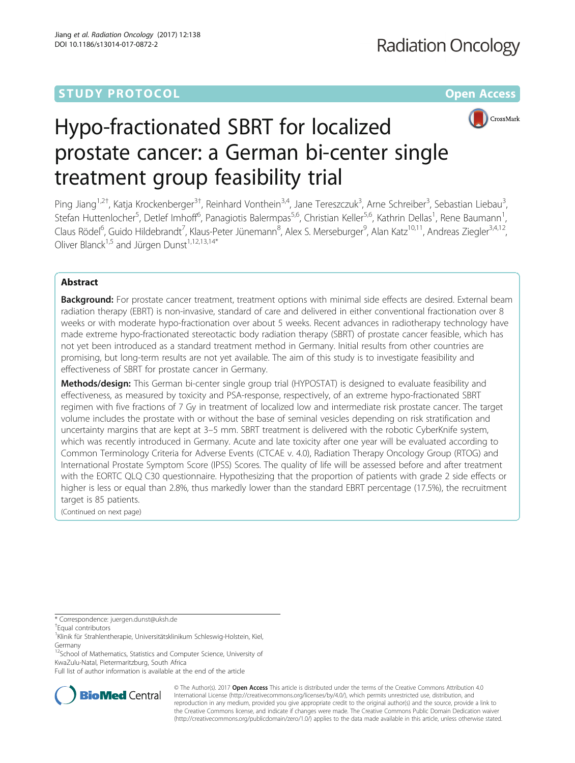STUDY PROTOCOL

Open Access

# Hypo-fractionated SBRT for localized prostate cancer: a German bi-center single treatment group feasibility trial

Ping Jiang[1,2†], Katja Krockenberger[3†], Reinhard Vonthein[3,4], Jane Tereszczuk[3], Arne Schreiber[3], Sebastian Liebau[3], Stefan Huttenlocher[5], Detlef Imhoff[6], Panagiotis Balermpas[5,6], Christian Keller[5,6], Kathrin Dellas[1], Rene Baumann[1], Claus Rödel[6], Guido Hildebrandt[7], Klaus-Peter Jünemann[8], Alex S. Merseburger[9], Alan Katz[10,11], Andreas Ziegler[3,4,12], Oliver Blanck[1,5] and Jürgen Dunst[1,12,13,14*]

## Abstract

**Background:** For prostate cancer treatment, treatment options with minimal side effects are desired. External beam radiation therapy (EBRT) is non-invasive, standard of care and delivered in either conventional fractionation over 8 weeks or with moderate hypo-fractionation over about 5 weeks. Recent advances in radiotherapy technology have made extreme hypo-fractionated stereotactic body radiation therapy (SBRT) of prostate cancer feasible, which has not yet been introduced as a standard treatment method in Germany. Initial results from other countries are promising, but long-term results are not yet available. The aim of this study is to investigate feasibility and effectiveness of SBRT for prostate cancer in Germany.

**Methods/design:** This German bi-center single group trial (HYPOSTAT) is designed to evaluate feasibility and effectiveness, as measured by toxicity and PSA-response, respectively, of an extreme hypo-fractionated SBRT regimen with five fractions of 7 Gy in treatment of localized low and intermediate risk prostate cancer. The target volume includes the prostate with or without the base of seminal vesicles depending on risk stratification and uncertainty margins that are kept at 3–5 mm. SBRT treatment is delivered with the robotic CyberKnife system, which was recently introduced in Germany. Acute and late toxicity after one year will be evaluated according to Common Terminology Criteria for Adverse Events (CTCAE v. 4.0), Radiation Therapy Oncology Group (RTOG) and International Prostate Symptom Score (IPSS) Scores. The quality of life will be assessed before and after treatment with the EORTC QLQ C30 questionnaire. Hypothesizing that the proportion of patients with grade 2 side effects or higher is less or equal than 2.8%, thus markedly lower than the standard EBRT percentage (17.5%), the recruitment target is 85 patients.

(Continued on next page)

---

* Correspondence: juergen.dunst@uksh.de

†Equal contributors

[1]Klinik für Strahlentherapie, Universitätsklinikum Schleswig-Holstein, Kiel, Germany

[12]School of Mathematics, Statistics and Computer Science, University of KwaZulu-Natal, Pietermaritzburg, South Africa

Full list of author information is available at the end of the article

© The Author(s). 2017 **Open Access** This article is distributed under the terms of the Creative Commons Attribution 4.0 International License (http://creativecommons.org/licenses/by/4.0/), which permits unrestricted use, distribution, and reproduction in any medium, provided you give appropriate credit to the original author(s) and the source, provide a link to the Creative Commons license, and indicate if changes were made. The Creative Commons Public Domain Dedication waiver (http://creativecommons.org/publicdomain/zero/1.0/) applies to the data made available in this article, unless otherwise stated.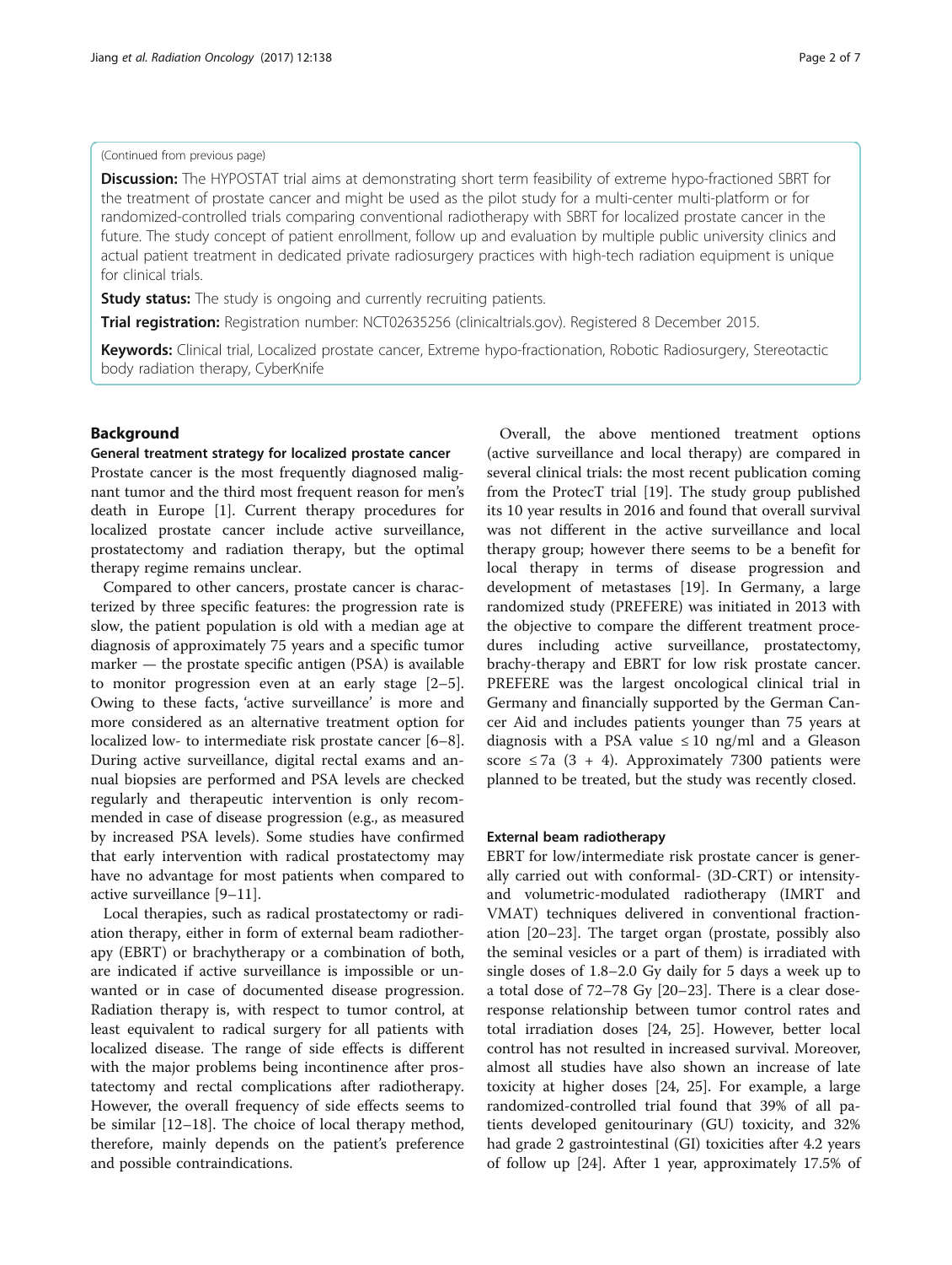(Continued from previous page)

**Discussion:** The HYPOSTAT trial aims at demonstrating short term feasibility of extreme hypo-fractioned SBRT for the treatment of prostate cancer and might be used as the pilot study for a multi-center multi-platform or for randomized-controlled trials comparing conventional radiotherapy with SBRT for localized prostate cancer in the future. The study concept of patient enrollment, follow up and evaluation by multiple public university clinics and actual patient treatment in dedicated private radiosurgery practices with high-tech radiation equipment is unique for clinical trials.

**Study status:** The study is ongoing and currently recruiting patients.

**Trial registration:** Registration number: NCT02635256 (clinicaltrials.gov). Registered 8 December 2015.

**Keywords:** Clinical trial, Localized prostate cancer, Extreme hypo-fractionation, Robotic Radiosurgery, Stereotactic body radiation therapy, CyberKnife

## Background

### General treatment strategy for localized prostate cancer

Prostate cancer is the most frequently diagnosed malignant tumor and the third most frequent reason for men's death in Europe [1]. Current therapy procedures for localized prostate cancer include active surveillance, prostatectomy and radiation therapy, but the optimal therapy regime remains unclear.

Compared to other cancers, prostate cancer is characterized by three specific features: the progression rate is slow, the patient population is old with a median age at diagnosis of approximately 75 years and a specific tumor marker — the prostate specific antigen (PSA) is available to monitor progression even at an early stage [2–5]. Owing to these facts, 'active surveillance' is more and more considered as an alternative treatment option for localized low- to intermediate risk prostate cancer [6–8]. During active surveillance, digital rectal exams and annual biopsies are performed and PSA levels are checked regularly and therapeutic intervention is only recommended in case of disease progression (e.g., as measured by increased PSA levels). Some studies have confirmed that early intervention with radical prostatectomy may have no advantage for most patients when compared to active surveillance [9–11].

Local therapies, such as radical prostatectomy or radiation therapy, either in form of external beam radiotherapy (EBRT) or brachytherapy or a combination of both, are indicated if active surveillance is impossible or unwanted or in case of documented disease progression. Radiation therapy is, with respect to tumor control, at least equivalent to radical surgery for all patients with localized disease. The range of side effects is different with the major problems being incontinence after prostatectomy and rectal complications after radiotherapy. However, the overall frequency of side effects seems to be similar [12–18]. The choice of local therapy method, therefore, mainly depends on the patient's preference and possible contraindications.

Overall, the above mentioned treatment options (active surveillance and local therapy) are compared in several clinical trials: the most recent publication coming from the ProtecT trial [19]. The study group published its 10 year results in 2016 and found that overall survival was not different in the active surveillance and local therapy group; however there seems to be a benefit for local therapy in terms of disease progression and development of metastases [19]. In Germany, a large randomized study (PREFERE) was initiated in 2013 with the objective to compare the different treatment procedures including active surveillance, prostatectomy, brachy-therapy and EBRT for low risk prostate cancer. PREFERE was the largest oncological clinical trial in Germany and financially supported by the German Cancer Aid and includes patients younger than 75 years at diagnosis with a PSA value ≤ 10 ng/ml and a Gleason score ≤ 7a (3 + 4). Approximately 7300 patients were planned to be treated, but the study was recently closed.

### External beam radiotherapy

EBRT for low/intermediate risk prostate cancer is generally carried out with conformal- (3D-CRT) or intensity- and volumetric-modulated radiotherapy (IMRT and VMAT) techniques delivered in conventional fractionation [20–23]. The target organ (prostate, possibly also the seminal vesicles or a part of them) is irradiated with single doses of 1.8–2.0 Gy daily for 5 days a week up to a total dose of 72–78 Gy [20–23]. There is a clear dose-response relationship between tumor control rates and total irradiation doses [24, 25]. However, better local control has not resulted in increased survival. Moreover, almost all studies have also shown an increase of late toxicity at higher doses [24, 25]. For example, a large randomized-controlled trial found that 39% of all patients developed genitourinary (GU) toxicity, and 32% had grade 2 gastrointestinal (GI) toxicities after 4.2 years of follow up [24]. After 1 year, approximately 17.5% of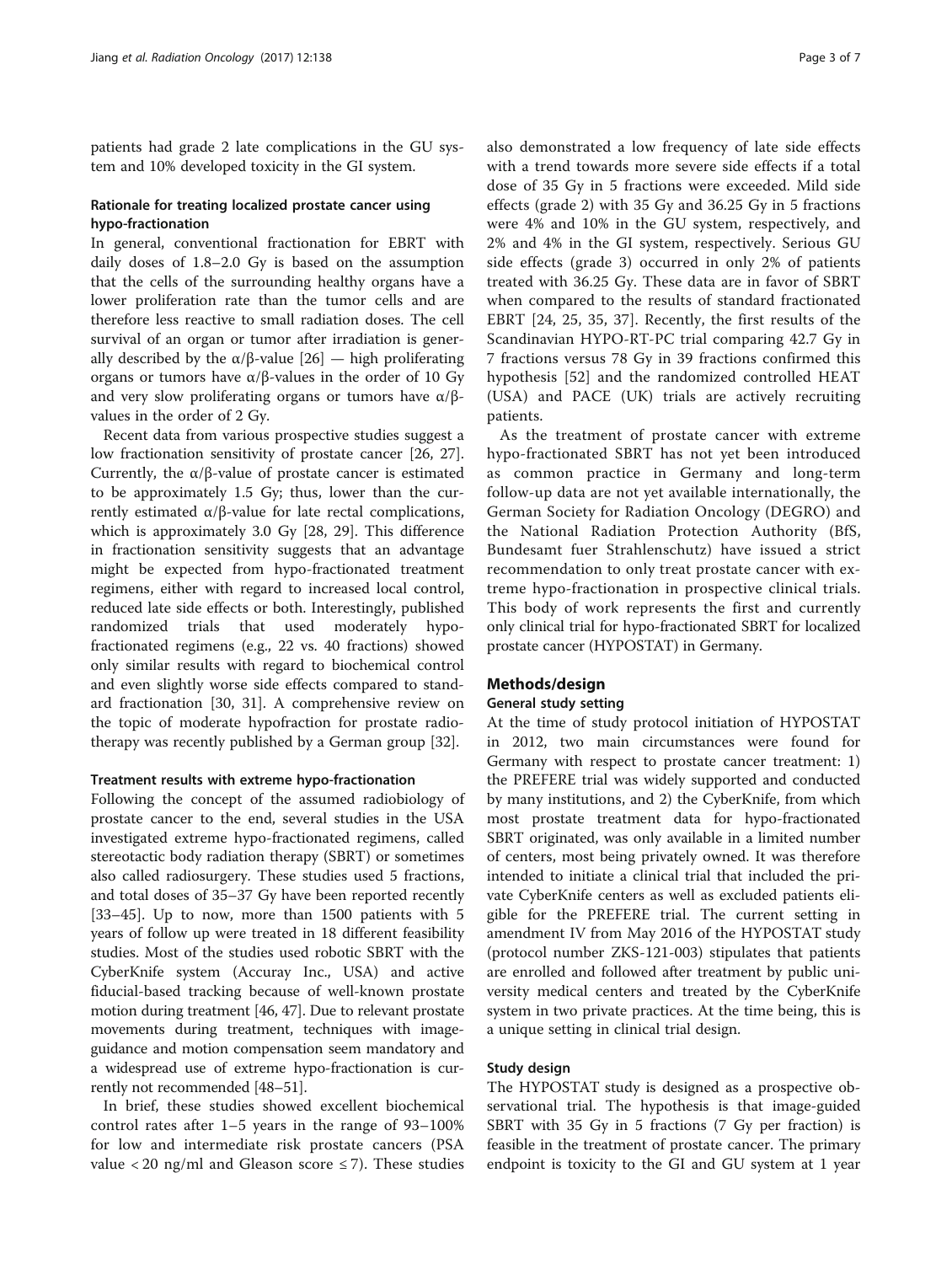patients had grade 2 late complications in the GU system and 10% developed toxicity in the GI system.

### Rationale for treating localized prostate cancer using hypo-fractionation

In general, conventional fractionation for EBRT with daily doses of 1.8–2.0 Gy is based on the assumption that the cells of the surrounding healthy organs have a lower proliferation rate than the tumor cells and are therefore less reactive to small radiation doses. The cell survival of an organ or tumor after irradiation is generally described by the $\alpha/\beta$-value [26] — high proliferating organs or tumors have $\alpha/\beta$-values in the order of 10 Gy and very slow proliferating organs or tumors have $\alpha/\beta$-values in the order of 2 Gy.

Recent data from various prospective studies suggest a low fractionation sensitivity of prostate cancer [26, 27]. Currently, the $\alpha/\beta$-value of prostate cancer is estimated to be approximately 1.5 Gy; thus, lower than the currently estimated $\alpha/\beta$-value for late rectal complications, which is approximately 3.0 Gy [28, 29]. This difference in fractionation sensitivity suggests that an advantage might be expected from hypo-fractionated treatment regimens, either with regard to increased local control, reduced late side effects or both. Interestingly, published randomized trials that used moderately hypo-fractionated regimens (e.g., 22 vs. 40 fractions) showed only similar results with regard to biochemical control and even slightly worse side effects compared to standard fractionation [30, 31]. A comprehensive review on the topic of moderate hypofraction for prostate radiotherapy was recently published by a German group [32].

### Treatment results with extreme hypo-fractionation

Following the concept of the assumed radiobiology of prostate cancer to the end, several studies in the USA investigated extreme hypo-fractionated regimens, called stereotactic body radiation therapy (SBRT) or sometimes also called radiosurgery. These studies used 5 fractions, and total doses of 35–37 Gy have been reported recently [33–45]. Up to now, more than 1500 patients with 5 years of follow up were treated in 18 different feasibility studies. Most of the studies used robotic SBRT with the CyberKnife system (Accuray Inc., USA) and active fiducial-based tracking because of well-known prostate motion during treatment [46, 47]. Due to relevant prostate movements during treatment, techniques with image-guidance and motion compensation seem mandatory and a widespread use of extreme hypo-fractionation is currently not recommended [48–51].

In brief, these studies showed excellent biochemical control rates after 1–5 years in the range of 93–100% for low and intermediate risk prostate cancers (PSA value < 20 ng/ml and Gleason score ≤ 7). These studies also demonstrated a low frequency of late side effects with a trend towards more severe side effects if a total dose of 35 Gy in 5 fractions were exceeded. Mild side effects (grade 2) with 35 Gy and 36.25 Gy in 5 fractions were 4% and 10% in the GU system, respectively, and 2% and 4% in the GI system, respectively. Serious GU side effects (grade 3) occurred in only 2% of patients treated with 36.25 Gy. These data are in favor of SBRT when compared to the results of standard fractionated EBRT [24, 25, 35, 37]. Recently, the first results of the Scandinavian HYPO-RT-PC trial comparing 42.7 Gy in 7 fractions versus 78 Gy in 39 fractions confirmed this hypothesis [52] and the randomized controlled HEAT (USA) and PACE (UK) trials are actively recruiting patients.

As the treatment of prostate cancer with extreme hypo-fractionated SBRT has not yet been introduced as common practice in Germany and long-term follow-up data are not yet available internationally, the German Society for Radiation Oncology (DEGRO) and the National Radiation Protection Authority (BfS, Bundesamt fuer Strahlenschutz) have issued a strict recommendation to only treat prostate cancer with extreme hypo-fractionation in prospective clinical trials. This body of work represents the first and currently only clinical trial for hypo-fractionated SBRT for localized prostate cancer (HYPOSTAT) in Germany.

## Methods/design

### General study setting

At the time of study protocol initiation of HYPOSTAT in 2012, two main circumstances were found for Germany with respect to prostate cancer treatment: 1) the PREFERE trial was widely supported and conducted by many institutions, and 2) the CyberKnife, from which most prostate treatment data for hypo-fractionated SBRT originated, was only available in a limited number of centers, most being privately owned. It was therefore intended to initiate a clinical trial that included the private CyberKnife centers as well as excluded patients eligible for the PREFERE trial. The current setting in amendment IV from May 2016 of the HYPOSTAT study (protocol number ZKS-121-003) stipulates that patients are enrolled and followed after treatment by public university medical centers and treated by the CyberKnife system in two private practices. At the time being, this is a unique setting in clinical trial design.

### Study design

The HYPOSTAT study is designed as a prospective observational trial. The hypothesis is that image-guided SBRT with 35 Gy in 5 fractions (7 Gy per fraction) is feasible in the treatment of prostate cancer. The primary endpoint is toxicity to the GI and GU system at 1 year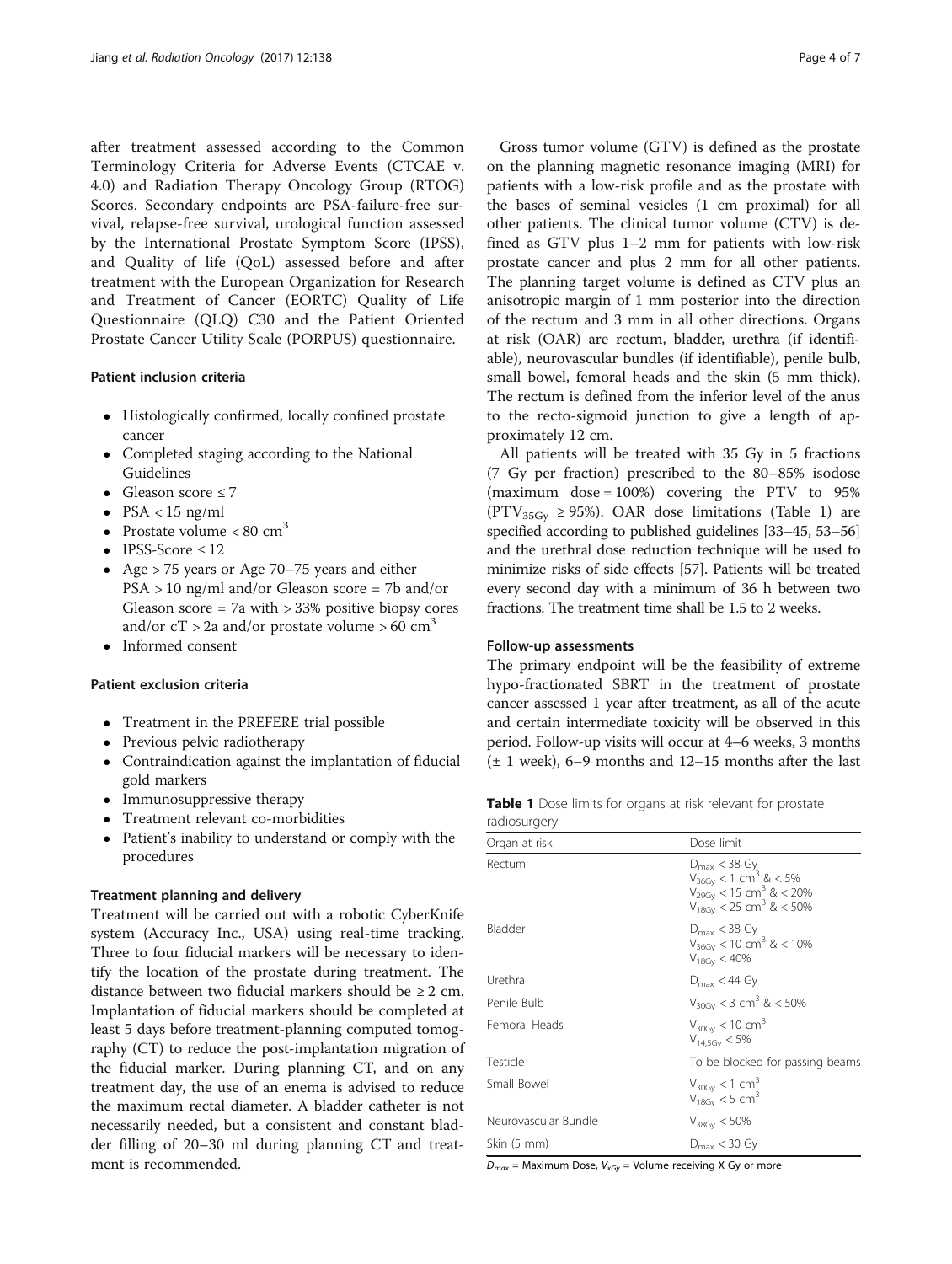after treatment assessed according to the Common Terminology Criteria for Adverse Events (CTCAE v. 4.0) and Radiation Therapy Oncology Group (RTOG) Scores. Secondary endpoints are PSA-failure-free survival, relapse-free survival, urological function assessed by the International Prostate Symptom Score (IPSS), and Quality of life (QoL) assessed before and after treatment with the European Organization for Research and Treatment of Cancer (EORTC) Quality of Life Questionnaire (QLQ) C30 and the Patient Oriented Prostate Cancer Utility Scale (PORPUS) questionnaire.

### Patient inclusion criteria

- Histologically confirmed, locally confined prostate cancer
- Completed staging according to the National Guidelines
- Gleason score ≤ 7
- PSA < 15 ng/ml
- Prostate volume < 80 $cm^3$
- IPSS-Score ≤ 12
- Age > 75 years or Age 70–75 years and either PSA > 10 ng/ml and/or Gleason score = 7b and/or Gleason score = 7a with > 33% positive biopsy cores and/or cT > 2a and/or prostate volume > 60 $cm^3$
- Informed consent

### Patient exclusion criteria

- Treatment in the PREFERE trial possible
- Previous pelvic radiotherapy
- Contraindication against the implantation of fiducial gold markers
- Immunosuppressive therapy
- Treatment relevant co-morbidities
- Patient's inability to understand or comply with the procedures

### Treatment planning and delivery

Treatment will be carried out with a robotic CyberKnife system (Accuracy Inc., USA) using real-time tracking. Three to four fiducial markers will be necessary to identify the location of the prostate during treatment. The distance between two fiducial markers should be ≥ 2 cm. Implantation of fiducial markers should be completed at least 5 days before treatment-planning computed tomography (CT) to reduce the post-implantation migration of the fiducial marker. During planning CT, and on any treatment day, the use of an enema is advised to reduce the maximum rectal diameter. A bladder catheter is not necessarily needed, but a consistent and constant bladder filling of 20–30 ml during planning CT and treatment is recommended.

Gross tumor volume (GTV) is defined as the prostate on the planning magnetic resonance imaging (MRI) for patients with a low-risk profile and as the prostate with the bases of seminal vesicles (1 cm proximal) for all other patients. The clinical tumor volume (CTV) is defined as GTV plus 1–2 mm for patients with low-risk prostate cancer and plus 2 mm for all other patients. The planning target volume is defined as CTV plus an anisotropic margin of 1 mm posterior into the direction of the rectum and 3 mm in all other directions. Organs at risk (OAR) are rectum, bladder, urethra (if identifiable), neurovascular bundles (if identifiable), penile bulb, small bowel, femoral heads and the skin (5 mm thick). The rectum is defined from the inferior level of the anus to the recto-sigmoid junction to give a length of approximately 12 cm.

All patients will be treated with 35 Gy in 5 fractions (7 Gy per fraction) prescribed to the 80–85% isodose (maximum dose = 100%) covering the PTV to 95% ($PTV_{35Gy}$ ≥ 95%). OAR dose limitations (Table 1) are specified according to published guidelines [33–45, 53–56] and the urethral dose reduction technique will be used to minimize risks of side effects [57]. Patients will be treated every second day with a minimum of 36 h between two fractions. The treatment time shall be 1.5 to 2 weeks.

### Follow-up assessments

The primary endpoint will be the feasibility of extreme hypo-fractionated SBRT in the treatment of prostate cancer assessed 1 year after treatment, as all of the acute and certain intermediate toxicity will be observed in this period. Follow-up visits will occur at 4–6 weeks, 3 months (± 1 week), 6–9 months and 12–15 months after the last

**Table 1** Dose limits for organs at risk relevant for prostate radiosurgery

| Organ at risk | Dose limit |
|---|---|
| Rectum | $D_{max}$ < 38 Gy<br>$V_{36Gy}$ < 1 $cm^3$ & < 5%<br>$V_{29Gy}$ < 15 $cm^3$ & < 20%<br>$V_{18Gy}$ < 25 $cm^3$ & < 50% |
| Bladder | $D_{max}$ < 38 Gy<br>$V_{36Gy}$ < 10 $cm^3$ & < 10%<br>$V_{18Gy}$ < 40% |
| Urethra | $D_{max}$ < 44 Gy |
| Penile Bulb | $V_{30Gy}$ < 3 $cm^3$ & < 50% |
| Femoral Heads | $V_{30Gy}$ < 10 $cm^3$<br>$V_{14,5Gy}$ < 5% |
| Testicle | To be blocked for passing beams |
| Small Bowel | $V_{30Gy}$ < 1 $cm^3$<br>$V_{18Gy}$ < 5 $cm^3$ |
| Neurovascular Bundle | $V_{38Gy}$ < 50% |
| Skin (5 mm) | $D_{max}$ < 30 Gy |

$D_{max}$ = Maximum Dose, $V_{xGy}$ = Volume receiving X Gy or more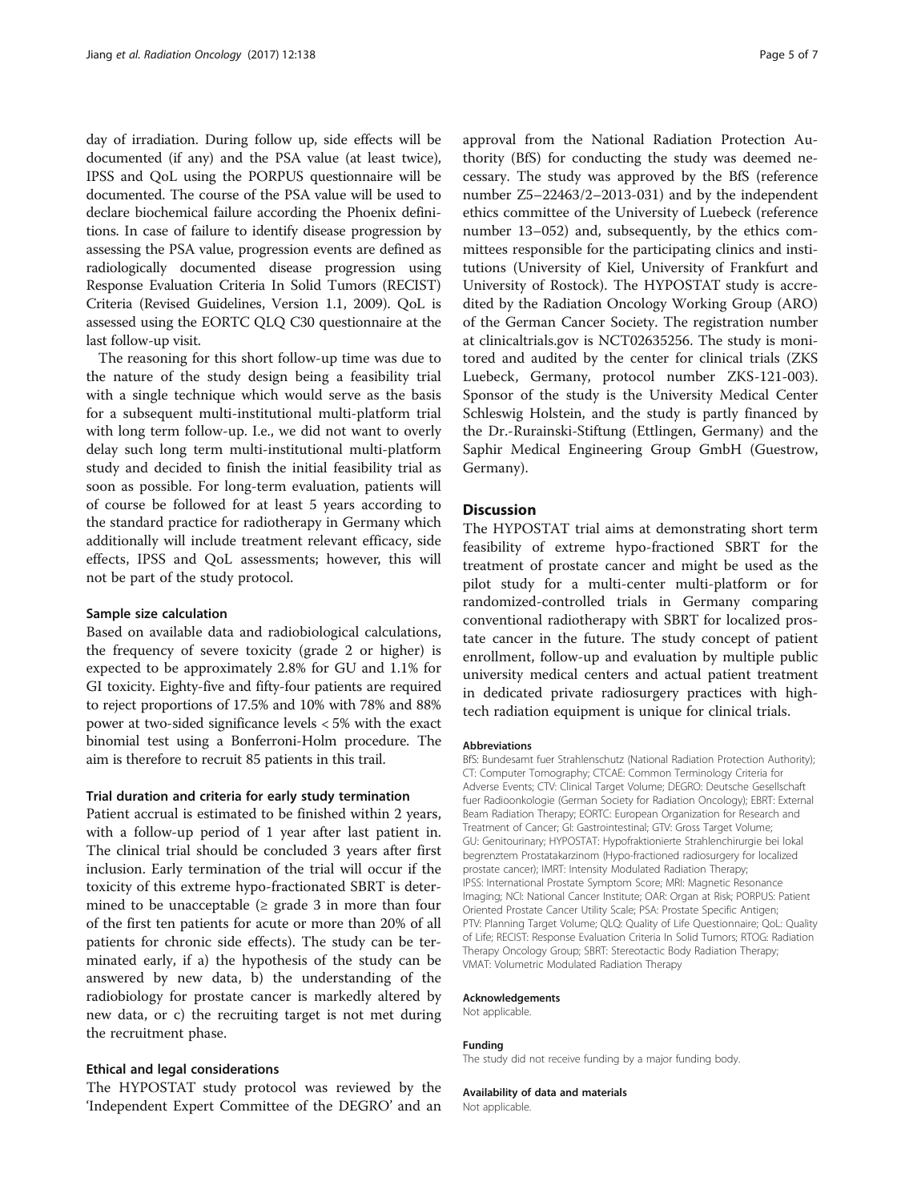day of irradiation. During follow up, side effects will be documented (if any) and the PSA value (at least twice), IPSS and QoL using the PORPUS questionnaire will be documented. The course of the PSA value will be used to declare biochemical failure according the Phoenix definitions. In case of failure to identify disease progression by assessing the PSA value, progression events are defined as radiologically documented disease progression using Response Evaluation Criteria In Solid Tumors (RECIST) Criteria (Revised Guidelines, Version 1.1, 2009). QoL is assessed using the EORTC QLQ C30 questionnaire at the last follow-up visit.

The reasoning for this short follow-up time was due to the nature of the study design being a feasibility trial with a single technique which would serve as the basis for a subsequent multi-institutional multi-platform trial with long term follow-up. I.e., we did not want to overly delay such long term multi-institutional multi-platform study and decided to finish the initial feasibility trial as soon as possible. For long-term evaluation, patients will of course be followed for at least 5 years according to the standard practice for radiotherapy in Germany which additionally will include treatment relevant efficacy, side effects, IPSS and QoL assessments; however, this will not be part of the study protocol.

### Sample size calculation

Based on available data and radiobiological calculations, the frequency of severe toxicity (grade 2 or higher) is expected to be approximately 2.8% for GU and 1.1% for GI toxicity. Eighty-five and fifty-four patients are required to reject proportions of 17.5% and 10% with 78% and 88% power at two-sided significance levels < 5% with the exact binomial test using a Bonferroni-Holm procedure. The aim is therefore to recruit 85 patients in this trail.

### Trial duration and criteria for early study termination

Patient accrual is estimated to be finished within 2 years, with a follow-up period of 1 year after last patient in. The clinical trial should be concluded 3 years after first inclusion. Early termination of the trial will occur if the toxicity of this extreme hypo-fractionated SBRT is determined to be unacceptable (≥ grade 3 in more than four of the first ten patients for acute or more than 20% of all patients for chronic side effects). The study can be terminated early, if a) the hypothesis of the study can be answered by new data, b) the understanding of the radiobiology for prostate cancer is markedly altered by new data, or c) the recruiting target is not met during the recruitment phase.

### Ethical and legal considerations

The HYPOSTAT study protocol was reviewed by the 'Independent Expert Committee of the DEGRO' and an approval from the National Radiation Protection Authority (BfS) for conducting the study was deemed necessary. The study was approved by the BfS (reference number Z5–22463/2–2013-031) and by the independent ethics committee of the University of Luebeck (reference number 13–052) and, subsequently, by the ethics committees responsible for the participating clinics and institutions (University of Kiel, University of Frankfurt and University of Rostock). The HYPOSTAT study is accredited by the Radiation Oncology Working Group (ARO) of the German Cancer Society. The registration number at clinicaltrials.gov is NCT02635256. The study is monitored and audited by the center for clinical trials (ZKS Luebeck, Germany, protocol number ZKS-121-003). Sponsor of the study is the University Medical Center Schleswig Holstein, and the study is partly financed by the Dr.-Rurainski-Stiftung (Ettlingen, Germany) and the Saphir Medical Engineering Group GmbH (Guestrow, Germany).

## Discussion

The HYPOSTAT trial aims at demonstrating short term feasibility of extreme hypo-fractioned SBRT for the treatment of prostate cancer and might be used as the pilot study for a multi-center multi-platform or for randomized-controlled trials in Germany comparing conventional radiotherapy with SBRT for localized prostate cancer in the future. The study concept of patient enrollment, follow-up and evaluation by multiple public university medical centers and actual patient treatment in dedicated private radiosurgery practices with high-tech radiation equipment is unique for clinical trials.

#### Abbreviations

BfS: Bundesamt fuer Strahlenschutz (National Radiation Protection Authority); CT: Computer Tomography; CTCAE: Common Terminology Criteria for Adverse Events; CTV: Clinical Target Volume; DEGRO: Deutsche Gesellschaft fuer Radioonkologie (German Society for Radiation Oncology); EBRT: External Beam Radiation Therapy; EORTC: European Organization for Research and Treatment of Cancer; GI: Gastrointestinal; GTV: Gross Target Volume; GU: Genitourinary; HYPOSTAT: Hypofraktionierte Strahlenchirurgie bei lokal begrenztem Prostatakarzinom (Hypo-fractioned radiosurgery for localized prostate cancer); IMRT: Intensity Modulated Radiation Therapy; IPSS: International Prostate Symptom Score; MRI: Magnetic Resonance Imaging; NCI: National Cancer Institute; OAR: Organ at Risk; PORPUS: Patient Oriented Prostate Cancer Utility Scale; PSA: Prostate Specific Antigen; PTV: Planning Target Volume; QLQ: Quality of Life Questionnaire; QoL: Quality of Life; RECIST: Response Evaluation Criteria In Solid Tumors; RTOG: Radiation Therapy Oncology Group; SBRT: Stereotactic Body Radiation Therapy; VMAT: Volumetric Modulated Radiation Therapy

#### Acknowledgements

Not applicable.

#### Funding

The study did not receive funding by a major funding body.

#### Availability of data and materials

Not applicable.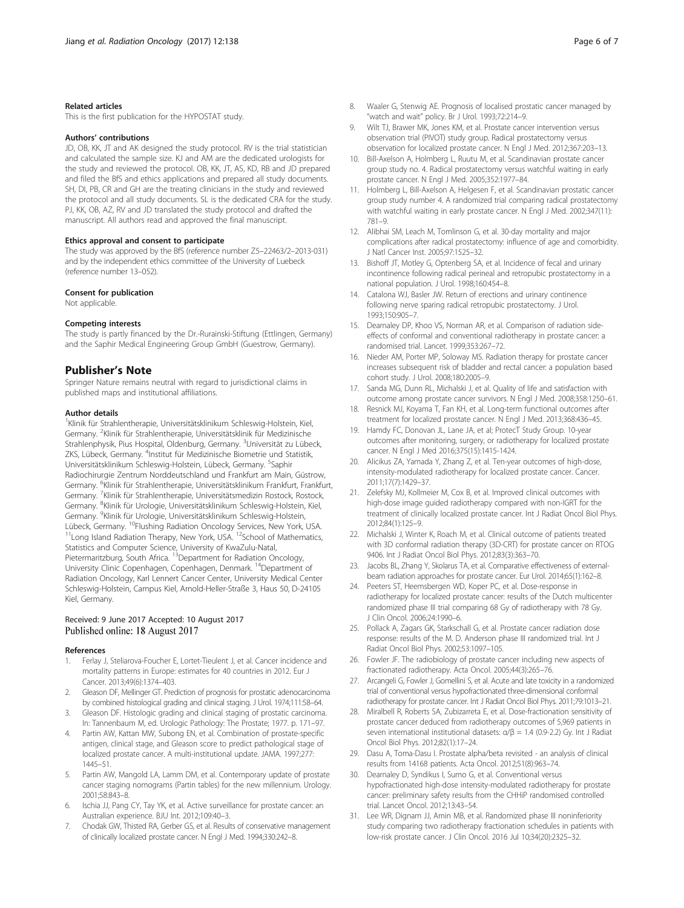#### Related articles

This is the first publication for the HYPOSTAT study.

#### Authors' contributions

JD, OB, KK, JT and AK designed the study protocol. RV is the trial statistician and calculated the sample size. KJ and AM are the dedicated urologists for the study and reviewed the protocol. OB, KK, JT, AS, KD, RB and JD prepared and filed the BfS and ethics applications and prepared all study documents. SH, DI, PB, CR and GH are the treating clinicians in the study and reviewed the protocol and all study documents. SL is the dedicated CRA for the study. PJ, KK, OB, AZ, RV and JD translated the study protocol and drafted the manuscript. All authors read and approved the final manuscript.

#### Ethics approval and consent to participate

The study was approved by the BfS (reference number Z5–22463/2–2013-031) and by the independent ethics committee of the University of Luebeck (reference number 13–052).

#### Consent for publication

Not applicable.

#### Competing interests

The study is partly financed by the Dr.-Rurainski-Stiftung (Ettlingen, Germany) and the Saphir Medical Engineering Group GmbH (Guestrow, Germany).

## Publisher's Note

Springer Nature remains neutral with regard to jurisdictional claims in published maps and institutional affiliations.

#### Author details

[1]Klinik für Strahlentherapie, Universitätsklinikum Schleswig-Holstein, Kiel, Germany. [2]Klinik für Strahlentherapie, Universitätsklinik für Medizinische Strahlenphysik, Pius Hospital, Oldenburg, Germany. [3]Universität zu Lübeck, ZKS, Lübeck, Germany. [4]Institut für Medizinische Biometrie und Statistik, Universitätsklinikum Schleswig-Holstein, Lübeck, Germany. [5]Saphir Radiochirurgie Zentrum Norddeutschland und Frankfurt am Main, Güstrow, Germany. [6]Klinik für Strahlentherapie, Universitätsklinikum Frankfurt, Frankfurt, Germany. [7]Klinik für Strahlentherapie, Universitätsmedizin Rostock, Rostock, Germany. [8]Klinik für Urologie, Universitätsklinikum Schleswig-Holstein, Kiel, Germany. [9]Klinik für Urologie, Universitätsklinikum Schleswig-Holstein, Lübeck, Germany. [10]Flushing Radiation Oncology Services, New York, USA. [11]Long Island Radiation Therapy, New York, USA. [12]School of Mathematics, Statistics and Computer Science, University of KwaZulu-Natal, Pietermaritzburg, South Africa. [13]Department for Radiation Oncology, University Clinic Copenhagen, Copenhagen, Denmark. [14]Department of Radiation Oncology, Karl Lennert Cancer Center, University Medical Center Schleswig-Holstein, Campus Kiel, Arnold-Heller-Straße 3, Haus 50, D-24105 Kiel, Germany.

Received: 9 June 2017 Accepted: 10 August 2017
Published online: 18 August 2017

#### References

1. Ferlay J, Steliarova-Foucher E, Lortet-Tieulent J, et al. Cancer incidence and mortality patterns in Europe: estimates for 40 countries in 2012. Eur J Cancer. 2013;49(6):1374–403.
2. Gleason DF, Mellinger GT. Prediction of prognosis for prostatic adenocarcinoma by combined histological grading and clinical staging. J Urol. 1974;111:58–64.
3. Gleason DF. Histologic grading and clinical staging of prostatic carcinoma. In: Tannenbaum M, ed. Urologic Pathology: The Prostate; 1977. p. 171–97.
4. Partin AW, Kattan MW, Subong EN, et al. Combination of prostate-specific antigen, clinical stage, and Gleason score to predict pathological stage of localized prostate cancer. A multi-institutional update. JAMA. 1997;277: 1445–51.
5. Partin AW, Mangold LA, Lamm DM, et al. Contemporary update of prostate cancer staging nomograms (Partin tables) for the new millennium. Urology. 2001;58:843–8.
6. Ischia JJ, Pang CY, Tay YK, et al. Active surveillance for prostate cancer: an Australian experience. BJU Int. 2012;109:40–3.
7. Chodak GW, Thisted RA, Gerber GS, et al. Results of conservative management of clinically localized prostate cancer. N Engl J Med. 1994;330:242–8.
8. Waaler G, Stenwig AE. Prognosis of localised prostatic cancer managed by "watch and wait" policy. Br J Urol. 1993;72:214–9.
9. Wilt TJ, Brawer MK, Jones KM, et al. Prostate cancer intervention versus observation trial (PIVOT) study group. Radical prostatectomy versus observation for localized prostate cancer. N Engl J Med. 2012;367:203–13.
10. Bill-Axelson A, Holmberg L, Ruutu M, et al. Scandinavian prostate cancer group study no. 4. Radical prostatectomy versus watchful waiting in early prostate cancer. N Engl J Med. 2005;352:1977–84.
11. Holmberg L, Bill-Axelson A, Helgesen F, et al. Scandinavian prostatic cancer group study number 4. A randomized trial comparing radical prostatectomy with watchful waiting in early prostate cancer. N Engl J Med. 2002;347(11): 781–9.
12. Alibhai SM, Leach M, Tomlinson G, et al. 30-day mortality and major complications after radical prostatectomy: influence of age and comorbidity. J Natl Cancer Inst. 2005;97:1525–32.
13. Bishoff JT, Motley G, Optenberg SA, et al. Incidence of fecal and urinary incontinence following radical perineal and retropubic prostatectomy in a national population. J Urol. 1998;160:454–8.
14. Catalona WJ, Basler JW. Return of erections and urinary continence following nerve sparing radical retropubic prostatectomy. J Urol. 1993;150:905–7.
15. Dearnaley DP, Khoo VS, Norman AR, et al. Comparison of radiation side-effects of conformal and conventional radiotherapy in prostate cancer: a randomised trial. Lancet. 1999;353:267–72.
16. Nieder AM, Porter MP, Soloway MS. Radiation therapy for prostate cancer increases subsequent risk of bladder and rectal cancer: a population based cohort study. J Urol. 2008;180:2005–9.
17. Sanda MG, Dunn RL, Michalski J, et al. Quality of life and satisfaction with outcome among prostate cancer survivors. N Engl J Med. 2008;358:1250–61.
18. Resnick MJ, Koyama T, Fan KH, et al. Long-term functional outcomes after treatment for localized prostate cancer. N Engl J Med. 2013;368:436–45.
19. Hamdy FC, Donovan JL, Lane JA, et al; ProtecT Study Group. 10-year outcomes after monitoring, surgery, or radiotherapy for localized prostate cancer. N Engl J Med 2016;375(15):1415-1424.
20. Alicikus ZA, Yamada Y, Zhang Z, et al. Ten-year outcomes of high-dose, intensity-modulated radiotherapy for localized prostate cancer. Cancer. 2011;17(7):1429–37.
21. Zelefsky MJ, Kollmeier M, Cox B, et al. Improved clinical outcomes with high-dose image guided radiotherapy compared with non-IGRT for the treatment of clinically localized prostate cancer. Int J Radiat Oncol Biol Phys. 2012;84(1):125–9.
22. Michalski J, Winter K, Roach M, et al. Clinical outcome of patients treated with 3D conformal radiation therapy (3D-CRT) for prostate cancer on RTOG 9406. Int J Radiat Oncol Biol Phys. 2012;83(3):363–70.
23. Jacobs BL, Zhang Y, Skolarus TA, et al. Comparative effectiveness of external-beam radiation approaches for prostate cancer. Eur Urol. 2014;65(1):162–8.
24. Peeters ST, Heemsbergen WD, Koper PC, et al. Dose-response in radiotherapy for localized prostate cancer: results of the Dutch multicenter randomized phase III trial comparing 68 Gy of radiotherapy with 78 Gy. J Clin Oncol. 2006;24:1990–6.
25. Pollack A, Zagars GK, Starkschall G, et al. Prostate cancer radiation dose response: results of the M. D. Anderson phase III randomized trial. Int J Radiat Oncol Biol Phys. 2002;53:1097–105.
26. Fowler JF. The radiobiology of prostate cancer including new aspects of fractionated radiotherapy. Acta Oncol. 2005;44(3):265–76.
27. Arcangeli G, Fowler J, Gomellini S, et al. Acute and late toxicity in a randomized trial of conventional versus hypofractionated three-dimensional conformal radiotherapy for prostate cancer. Int J Radiat Oncol Biol Phys. 2011;79:1013–21.
28. Miralbell R, Roberts SA, Zubizarreta E, et al. Dose-fractionation sensitivity of prostate cancer deduced from radiotherapy outcomes of 5,969 patients in seven international institutional datasets: $\alpha/\beta$ = 1.4 (0.9-2.2) Gy. Int J Radiat Oncol Biol Phys. 2012;82(1):17–24.
29. Dasu A, Toma-Dasu I. Prostate alpha/beta revisited - an analysis of clinical results from 14168 patients. Acta Oncol. 2012;51(8):963–74.
30. Dearnaley D, Syndikus I, Sumo G, et al. Conventional versus hypofractionated high-dose intensity-modulated radiotherapy for prostate cancer: preliminary safety results from the CHHiP randomised controlled trial. Lancet Oncol. 2012;13:43–54.
31. Lee WR, Dignam JJ, Amin MB, et al. Randomized phase III noninferiority study comparing two radiotherapy fractionation schedules in patients with low-risk prostate cancer. J Clin Oncol. 2016 Jul 10;34(20):2325–32.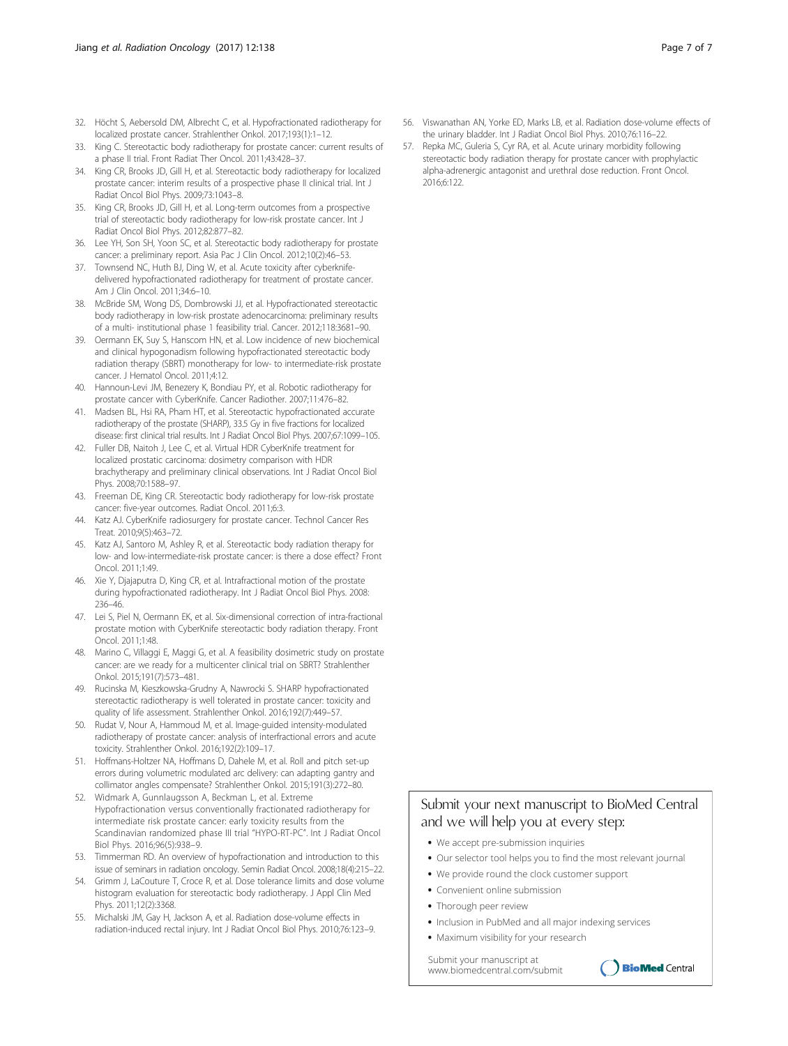32. Höcht S, Aebersold DM, Albrecht C, et al. Hypofractionated radiotherapy for localized prostate cancer. Strahlenther Onkol. 2017;193(1):1–12.
33. King C. Stereotactic body radiotherapy for prostate cancer: current results of a phase II trial. Front Radiat Ther Oncol. 2011;43:428–37.
34. King CR, Brooks JD, Gill H, et al. Stereotactic body radiotherapy for localized prostate cancer: interim results of a prospective phase II clinical trial. Int J Radiat Oncol Biol Phys. 2009;73:1043–8.
35. King CR, Brooks JD, Gill H, et al. Long-term outcomes from a prospective trial of stereotactic body radiotherapy for low-risk prostate cancer. Int J Radiat Oncol Biol Phys. 2012;82:877–82.
36. Lee YH, Son SH, Yoon SC, et al. Stereotactic body radiotherapy for prostate cancer: a preliminary report. Asia Pac J Clin Oncol. 2012;10(2):46–53.
37. Townsend NC, Huth BJ, Ding W, et al. Acute toxicity after cyberknife-delivered hypofractionated radiotherapy for treatment of prostate cancer. Am J Clin Oncol. 2011;34:6–10.
38. McBride SM, Wong DS, Dombrowski JJ, et al. Hypofractionated stereotactic body radiotherapy in low-risk prostate adenocarcinoma: preliminary results of a multi- institutional phase 1 feasibility trial. Cancer. 2012;118:3681–90.
39. Oermann EK, Suy S, Hanscom HN, et al. Low incidence of new biochemical and clinical hypogonadism following hypofractionated stereotactic body radiation therapy (SBRT) monotherapy for low- to intermediate-risk prostate cancer. J Hematol Oncol. 2011;4:12.
40. Hannoun-Levi JM, Benezery K, Bondiau PY, et al. Robotic radiotherapy for prostate cancer with CyberKnife. Cancer Radiother. 2007;11:476–82.
41. Madsen BL, Hsi RA, Pham HT, et al. Stereotactic hypofractionated accurate radiotherapy of the prostate (SHARP), 33.5 Gy in five fractions for localized disease: first clinical trial results. Int J Radiat Oncol Biol Phys. 2007;67:1099–105.
42. Fuller DB, Naitoh J, Lee C, et al. Virtual HDR CyberKnife treatment for localized prostatic carcinoma: dosimetry comparison with HDR brachytherapy and preliminary clinical observations. Int J Radiat Oncol Biol Phys. 2008;70:1588–97.
43. Freeman DE, King CR. Stereotactic body radiotherapy for low-risk prostate cancer: five-year outcomes. Radiat Oncol. 2011;6:3.
44. Katz AJ. CyberKnife radiosurgery for prostate cancer. Technol Cancer Res Treat. 2010;9(5):463–72.
45. Katz AJ, Santoro M, Ashley R, et al. Stereotactic body radiation therapy for low- and low-intermediate-risk prostate cancer: is there a dose effect? Front Oncol. 2011;1:49.
46. Xie Y, Djajaputra D, King CR, et al. Intrafractional motion of the prostate during hypofractionated radiotherapy. Int J Radiat Oncol Biol Phys. 2008: 236–46.
47. Lei S, Piel N, Oermann EK, et al. Six-dimensional correction of intra-fractional prostate motion with CyberKnife stereotactic body radiation therapy. Front Oncol. 2011;1:48.
48. Marino C, Villaggi E, Maggi G, et al. A feasibility dosimetric study on prostate cancer: are we ready for a multicenter clinical trial on SBRT? Strahlenther Onkol. 2015;191(7):573–481.
49. Rucinska M, Kieszkowska-Grudny A, Nawrocki S. SHARP hypofractionated stereotactic radiotherapy is well tolerated in prostate cancer: toxicity and quality of life assessment. Strahlenther Onkol. 2016;192(7):449–57.
50. Rudat V, Nour A, Hammoud M, et al. Image-guided intensity-modulated radiotherapy of prostate cancer: analysis of interfractional errors and acute toxicity. Strahlenther Onkol. 2016;192(2):109–17.
51. Hoffmans-Holtzer NA, Hoffmans D, Dahele M, et al. Roll and pitch set-up errors during volumetric modulated arc delivery: can adapting gantry and collimator angles compensate? Strahlenther Onkol. 2015;191(3):272–80.
52. Widmark A, Gunnlaugsson A, Beckman L, et al. Extreme Hypofractionation versus conventionally fractionated radiotherapy for intermediate risk prostate cancer: early toxicity results from the Scandinavian randomized phase III trial "HYPO-RT-PC". Int J Radiat Oncol Biol Phys. 2016;96(5):938–9.
53. Timmerman RD. An overview of hypofractionation and introduction to this issue of seminars in radiation oncology. Semin Radiat Oncol. 2008;18(4):215–22.
54. Grimm J, LaCouture T, Croce R, et al. Dose tolerance limits and dose volume histogram evaluation for stereotactic body radiotherapy. J Appl Clin Med Phys. 2011;12(2):3368.
55. Michalski JM, Gay H, Jackson A, et al. Radiation dose-volume effects in radiation-induced rectal injury. Int J Radiat Oncol Biol Phys. 2010;76:123–9.
56. Viswanathan AN, Yorke ED, Marks LB, et al. Radiation dose-volume effects of the urinary bladder. Int J Radiat Oncol Biol Phys. 2010;76:116–22.
57. Repka MC, Guleria S, Cyr RA, et al. Acute urinary morbidity following stereotactic body radiation therapy for prostate cancer with prophylactic alpha-adrenergic antagonist and urethral dose reduction. Front Oncol. 2016;6:122.

Submit your next manuscript to BioMed Central and we will help you at every step:

- We accept pre-submission inquiries
- Our selector tool helps you to find the most relevant journal
- We provide round the clock customer support
- Convenient online submission
- Thorough peer review
- Inclusion in PubMed and all major indexing services
- Maximum visibility for your research

Submit your manuscript at
www.biomedcentral.com/submit

BioMed Central